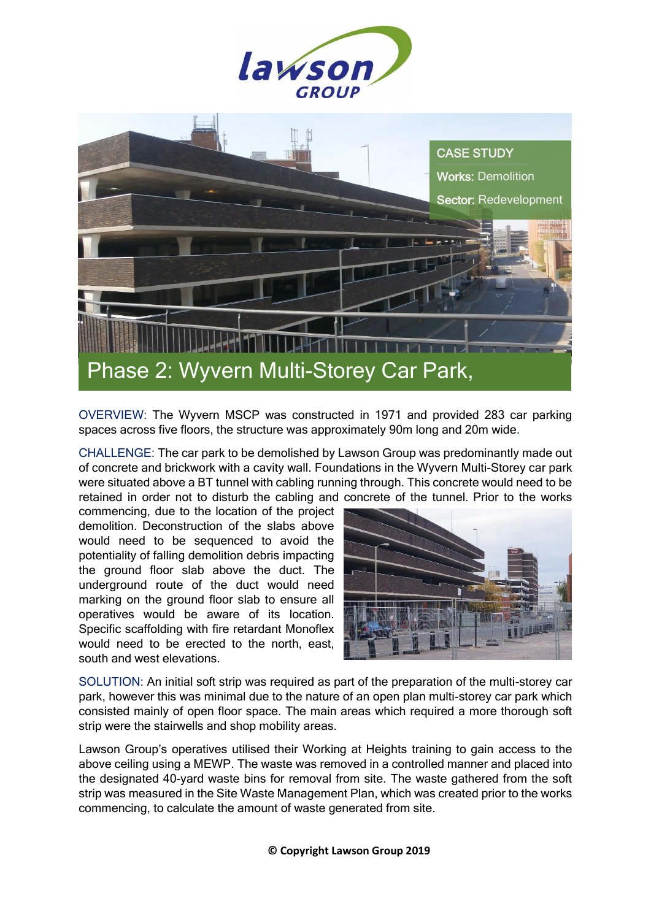CASE STUDY

**Works:** Demolition

**Sector:** Redevelopment

# Phase 2: Wyvern Multi-Storey Car Park,

OVERVIEW: The Wyvern MSCP was constructed in 1971 and provided 283 car parking spaces across five floors, the structure was approximately 90m long and 20m wide.

CHALLENGE: The car park to be demolished by Lawson Group was predominantly made out of concrete and brickwork with a cavity wall. Foundations in the Wyvern Multi-Storey car park were situated above a BT tunnel with cabling running through. This concrete would need to be retained in order not to disturb the cabling and concrete of the tunnel. Prior to the works commencing, due to the location of the project demolition. Deconstruction of the slabs above would need to be sequenced to avoid the potentiality of falling demolition debris impacting the ground floor slab above the duct. The underground route of the duct would need marking on the ground floor slab to ensure all operatives would be aware of its location. Specific scaffolding with fire retardant Monoflex would need to be erected to the north, east, south and west elevations.

SOLUTION: An initial soft strip was required as part of the preparation of the multi-storey car park, however this was minimal due to the nature of an open plan multi-storey car park which consisted mainly of open floor space. The main areas which required a more thorough soft strip were the stairwells and shop mobility areas.

Lawson Group's operatives utilised their Working at Heights training to gain access to the above ceiling using a MEWP. The waste was removed in a controlled manner and placed into the designated 40-yard waste bins for removal from site. The waste gathered from the soft strip was measured in the Site Waste Management Plan, which was created prior to the works commencing, to calculate the amount of waste generated from site.

**© Copyright Lawson Group 2019**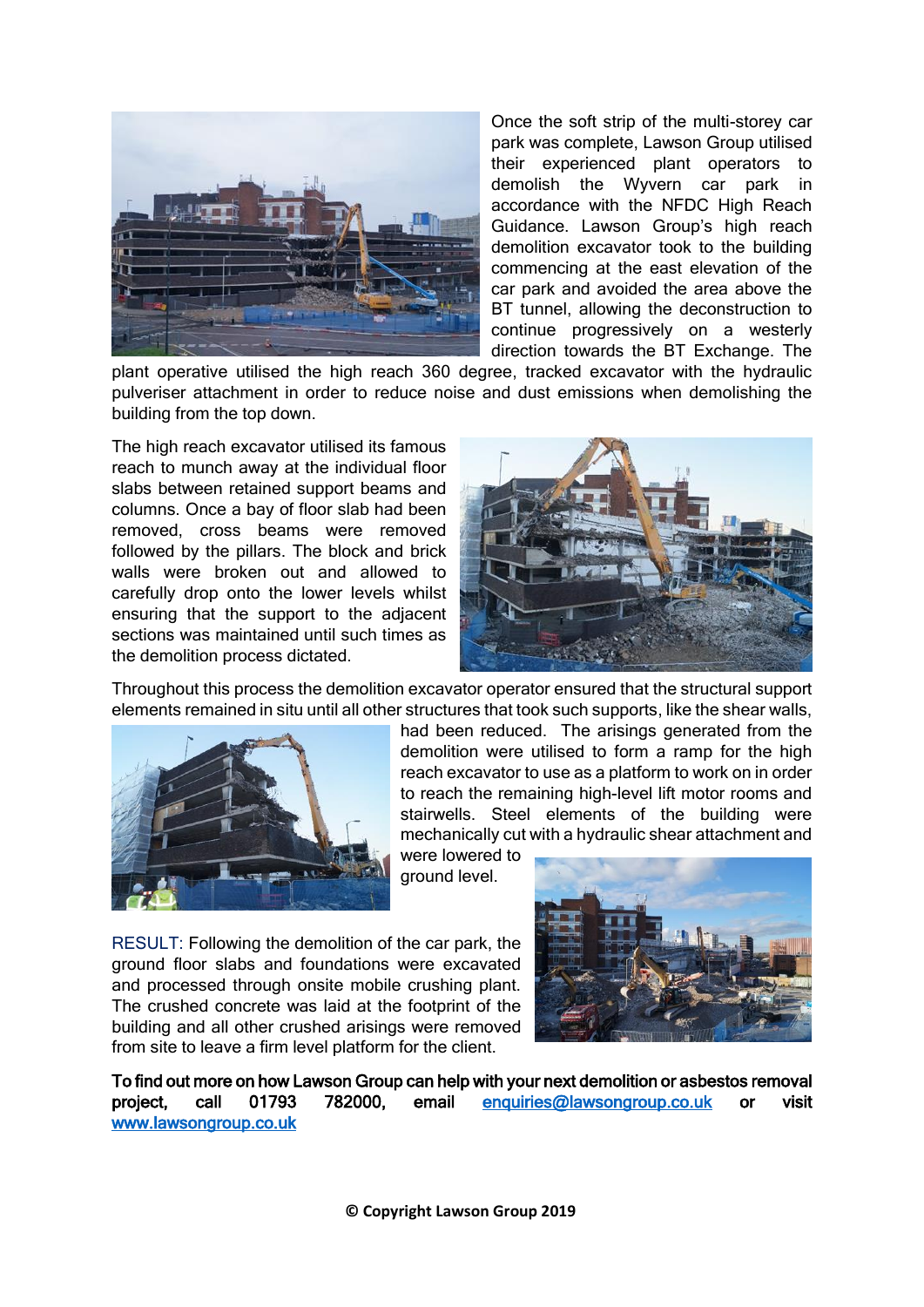Once the soft strip of the multi-storey car park was complete, Lawson Group utilised their experienced plant operators to demolish the Wyvern car park in accordance with the NFDC High Reach Guidance. Lawson Group's high reach demolition excavator took to the building commencing at the east elevation of the car park and avoided the area above the BT tunnel, allowing the deconstruction to continue progressively on a westerly direction towards the BT Exchange. The plant operative utilised the high reach 360 degree, tracked excavator with the hydraulic pulveriser attachment in order to reduce noise and dust emissions when demolishing the building from the top down.

The high reach excavator utilised its famous reach to munch away at the individual floor slabs between retained support beams and columns. Once a bay of floor slab had been removed, cross beams were removed followed by the pillars. The block and brick walls were broken out and allowed to carefully drop onto the lower levels whilst ensuring that the support to the adjacent sections was maintained until such times as the demolition process dictated.

Throughout this process the demolition excavator operator ensured that the structural support elements remained in situ until all other structures that took such supports, like the shear walls, had been reduced. The arisings generated from the demolition were utilised to form a ramp for the high reach excavator to use as a platform to work on in order to reach the remaining high-level lift motor rooms and stairwells. Steel elements of the building were mechanically cut with a hydraulic shear attachment and were lowered to ground level.

RESULT: Following the demolition of the car park, the ground floor slabs and foundations were excavated and processed through onsite mobile crushing plant. The crushed concrete was laid at the footprint of the building and all other crushed arisings were removed from site to leave a firm level platform for the client.

**To find out more on how Lawson Group can help with your next demolition or asbestos removal project, call 01793 782000, email [enquiries@lawsongroup.co.uk](mailto:enquiries@lawsongroup.co.uk) or visit [www.lawsongroup.co.uk](http://www.lawsongroup.co.uk)**

**© Copyright Lawson Group 2019**